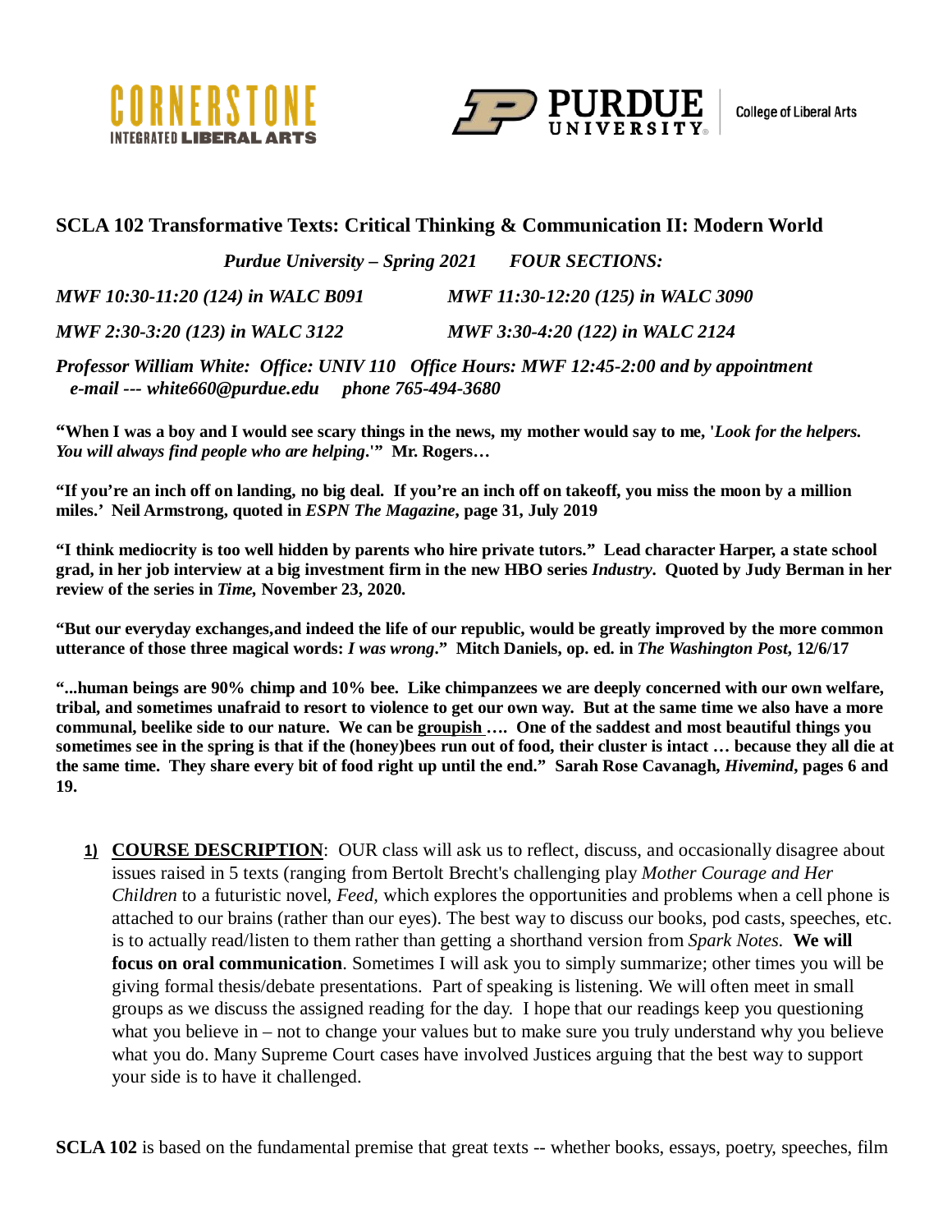CORNERSTONE
INTEGRATED LIBERAL ARTS

PURDUE UNIVERSITY | College of Liberal Arts

## SCLA 102 Transformative Texts: Critical Thinking & Communication II: Modern World

***Purdue University – Spring 2021     FOUR SECTIONS:***

*MWF 10:30-11:20 (124) in WALC B091     MWF 11:30-12:20 (125) in WALC 3090*

*MWF 2:30-3:20 (123) in WALC 3122     MWF 3:30-4:20 (122) in WALC 2124*

***Professor William White: Office: UNIV 110   Office Hours: MWF 12:45-2:00 and by appointment***
***e-mail --- white660@purdue.edu     phone 765-494-3680***

**"When I was a boy and I would see scary things in the news, my mother would say to me, '*Look for the helpers. You will always find people who are helping*.'" Mr. Rogers…**

**"If you're an inch off on landing, no big deal. If you're an inch off on takeoff, you miss the moon by a million miles.' Neil Armstrong, quoted in *ESPN The Magazine*, page 31, July 2019**

**"I think mediocrity is too well hidden by parents who hire private tutors." Lead character Harper, a state school grad, in her job interview at a big investment firm in the new HBO series *Industry*. Quoted by Judy Berman in her review of the series in *Time,* November 23, 2020.**

**"But our everyday exchanges,and indeed the life of our republic, would be greatly improved by the more common utterance of those three magical words: *I was wrong*." Mitch Daniels, op. ed. in *The Washington Post*, 12/6/17**

**"...human beings are 90% chimp and 10% bee. Like chimpanzees we are deeply concerned with our own welfare, tribal, and sometimes unafraid to resort to violence to get our own way. But at the same time we also have a more communal, beelike side to our nature. We can be <u>groupish</u> …. One of the saddest and most beautiful things you sometimes see in the spring is that if the (honey)bees run out of food, their cluster is intact … because they all die at the same time. They share every bit of food right up until the end." Sarah Rose Cavanagh, *Hivemind*, pages 6 and 19.**

1) **<u>COURSE DESCRIPTION</u>**: OUR class will ask us to reflect, discuss, and occasionally disagree about issues raised in 5 texts (ranging from Bertolt Brecht's challenging play *Mother Courage and Her Children* to a futuristic novel, *Feed,* which explores the opportunities and problems when a cell phone is attached to our brains (rather than our eyes). The best way to discuss our books, pod casts, speeches, etc. is to actually read/listen to them rather than getting a shorthand version from *Spark Notes.* **We will focus on oral communication**. Sometimes I will ask you to simply summarize; other times you will be giving formal thesis/debate presentations. Part of speaking is listening. We will often meet in small groups as we discuss the assigned reading for the day. I hope that our readings keep you questioning what you believe in – not to change your values but to make sure you truly understand why you believe what you do. Many Supreme Court cases have involved Justices arguing that the best way to support your side is to have it challenged.

**SCLA 102** is based on the fundamental premise that great texts -- whether books, essays, poetry, speeches, film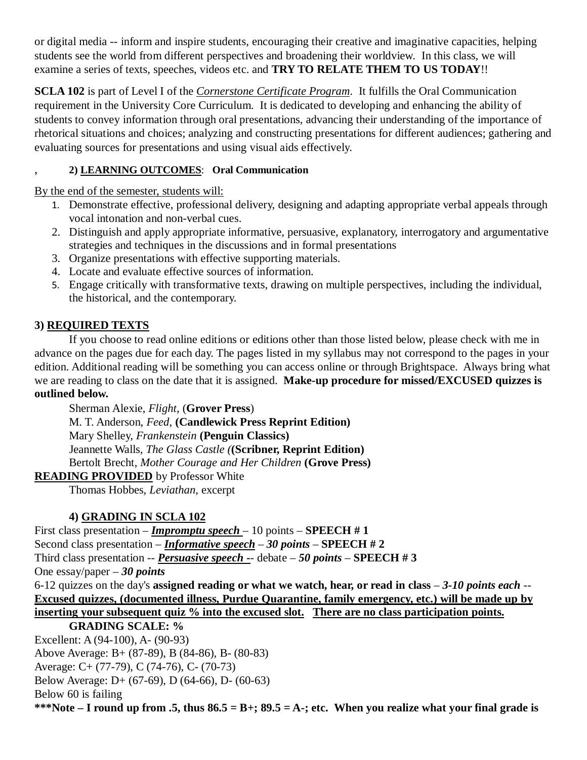or digital media -- inform and inspire students, encouraging their creative and imaginative capacities, helping students see the world from different perspectives and broadening their worldview. In this class, we will examine a series of texts, speeches, videos etc. and **TRY TO RELATE THEM TO US TODAY**!!

**SCLA 102** is part of Level I of the *Cornerstone Certificate Program*. It fulfills the Oral Communication requirement in the University Core Curriculum. It is dedicated to developing and enhancing the ability of students to convey information through oral presentations, advancing their understanding of the importance of rhetorical situations and choices; analyzing and constructing presentations for different audiences; gathering and evaluating sources for presentations and using visual aids effectively.

**2) LEARNING OUTCOMES**: **Oral Communication**

By the end of the semester, students will:

1. Demonstrate effective, professional delivery, designing and adapting appropriate verbal appeals through vocal intonation and non-verbal cues.
2. Distinguish and apply appropriate informative, persuasive, explanatory, interrogatory and argumentative strategies and techniques in the discussions and in formal presentations
3. Organize presentations with effective supporting materials.
4. Locate and evaluate effective sources of information.
5. Engage critically with transformative texts, drawing on multiple perspectives, including the individual, the historical, and the contemporary.

**3) REQUIRED TEXTS**

If you choose to read online editions or editions other than those listed below, please check with me in advance on the pages due for each day. The pages listed in my syllabus may not correspond to the pages in your edition. Additional reading will be something you can access online or through Brightspace. Always bring what we are reading to class on the date that it is assigned. **Make-up procedure for missed/EXCUSED quizzes is outlined below.**

Sherman Alexie, *Flight*, (**Grover Press**)
M. T. Anderson, *Feed*, **(Candlewick Press Reprint Edition)**
Mary Shelley, *Frankenstein* **(Penguin Classics)**
Jeannette Walls, *The Glass Castle* (**(Scribner, Reprint Edition)**
Bertolt Brecht, *Mother Courage and Her Children* **(Grove Press)**

**READING PROVIDED** by Professor White
Thomas Hobbes, *Leviathan*, excerpt

**4) GRADING IN SCLA 102**

First class presentation – ***Impromptu speech*** – 10 points – **SPEECH # 1**
Second class presentation – ***Informative speech*** – ***30 points*** – **SPEECH # 2**
Third class presentation -- ***Persuasive speech*** -- debate – ***50 points*** – **SPEECH # 3**
One essay/paper – ***30 points***
6-12 quizzes on the day's **assigned reading or what we watch, hear, or read in class** – ***3-10 points each*** -- **Excused quizzes, (documented illness, Purdue Quarantine, family emergency, etc.) will be made up by inserting your subsequent quiz % into the excused slot. There are no class participation points.**

**GRADING SCALE: %**

Excellent: A (94-100), A- (90-93)
Above Average: B+ (87-89), B (84-86), B- (80-83)
Average: C+ (77-79), C (74-76), C- (70-73)
Below Average: D+ (67-69), D (64-66), D- (60-63)
Below 60 is failing

**\*\*\*Note – I round up from .5, thus 86.5 = B+; 89.5 = A-; etc. When you realize what your final grade is**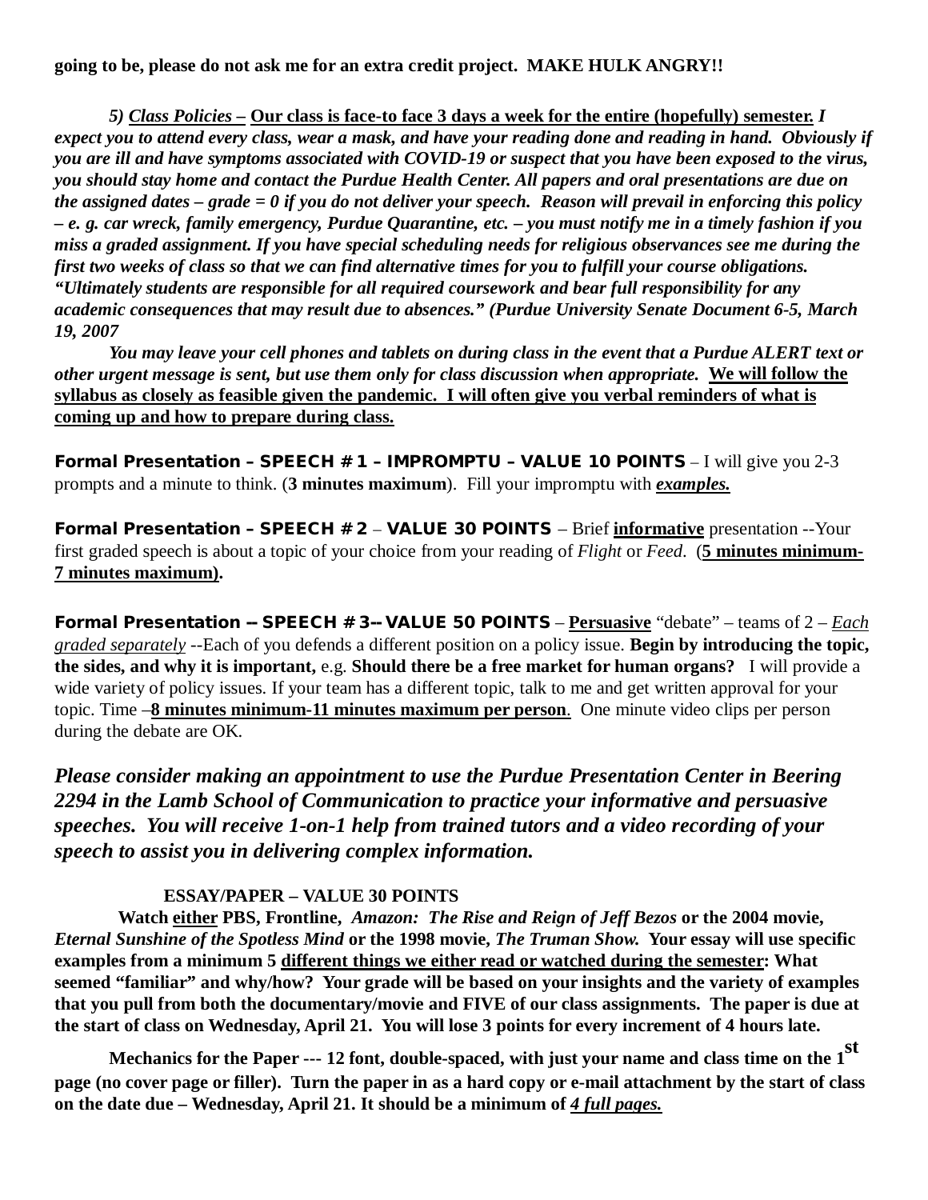**going to be, please do not ask me for an extra credit project. MAKE HULK ANGRY!!**

***5) Class Policies –*** **Our class is face-to face 3 days a week for the entire (hopefully) semester.** ***I expect you to attend every class, wear a mask, and have your reading done and reading in hand. Obviously if you are ill and have symptoms associated with COVID-19 or suspect that you have been exposed to the virus, you should stay home and contact the Purdue Health Center. All papers and oral presentations are due on the assigned dates – grade = 0 if you do not deliver your speech. Reason will prevail in enforcing this policy – e. g. car wreck, family emergency, Purdue Quarantine, etc. – you must notify me in a timely fashion if you miss a graded assignment. If you have special scheduling needs for religious observances see me during the first two weeks of class so that we can find alternative times for you to fulfill your course obligations. "Ultimately students are responsible for all required coursework and bear full responsibility for any academic consequences that may result due to absences." (Purdue University Senate Document 6-5, March 19, 2007***

***You may leave your cell phones and tablets on during class in the event that a Purdue ALERT text or other urgent message is sent, but use them only for class discussion when appropriate.*** **We will follow the syllabus as closely as feasible given the pandemic. I will often give you verbal reminders of what is coming up and how to prepare during class.**

**Formal Presentation – SPEECH #1 – IMPROMPTU – VALUE 10 POINTS** – I will give you 2-3 prompts and a minute to think. (**3 minutes maximum**). Fill your impromptu with ***examples.***

**Formal Presentation – SPEECH #2** – **VALUE 30 POINTS** – Brief **informative** presentation --Your first graded speech is about a topic of your choice from your reading of *Flight* or *Feed*. (**5 minutes minimum-7 minutes maximum).**

**Formal Presentation -- SPEECH #3-- VALUE 50 POINTS** – **Persuasive** "debate" – teams of 2 – *Each graded separately* --Each of you defends a different position on a policy issue. **Begin by introducing the topic, the sides, and why it is important,** e.g. **Should there be a free market for human organs?** I will provide a wide variety of policy issues. If your team has a different topic, talk to me and get written approval for your topic. Time –**8 minutes minimum-11 minutes maximum per person**. One minute video clips per person during the debate are OK.

***Please consider making an appointment to use the Purdue Presentation Center in Beering 2294 in the Lamb School of Communication to practice your informative and persuasive speeches. You will receive 1-on-1 help from trained tutors and a video recording of your speech to assist you in delivering complex information.***

**ESSAY/PAPER – VALUE 30 POINTS**

**Watch either PBS, Frontline,** ***Amazon: The Rise and Reign of Jeff Bezos*** **or the 2004 movie,** ***Eternal Sunshine of the Spotless Mind*** **or the 1998 movie,** ***The Truman Show.*** **Your essay will use specific examples from a minimum 5 different things we either read or watched during the semester: What seemed "familiar" and why/how? Your grade will be based on your insights and the variety of examples that you pull from both the documentary/movie and FIVE of our class assignments. The paper is due at the start of class on Wednesday, April 21. You will lose 3 points for every increment of 4 hours late.**

**Mechanics for the Paper --- 12 font, double-spaced, with just your name and class time on the 1st page (no cover page or filler). Turn the paper in as a hard copy or e-mail attachment by the start of class on the date due – Wednesday, April 21. It should be a minimum of *4 full pages.***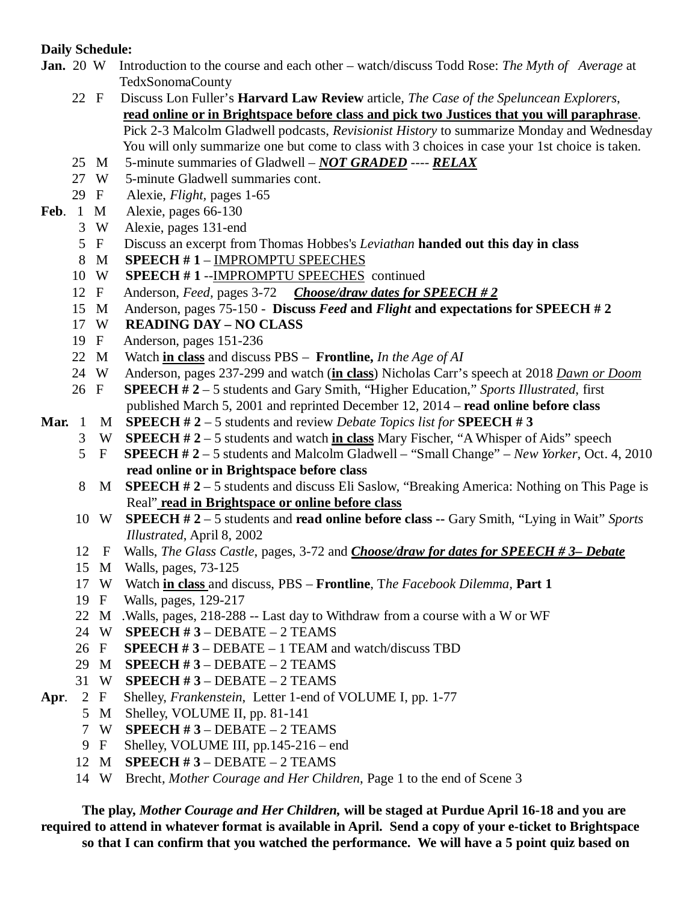**Daily Schedule:**

**Jan.** 20 W Introduction to the course and each other – watch/discuss Todd Rose: *The Myth of Average* at TedxSonomaCounty

22 F Discuss Lon Fuller's **Harvard Law Review** article, *The Case of the Speluncean Explorers*, **read online or in Brightspace before class and pick two Justices that you will paraphrase**. Pick 2-3 Malcolm Gladwell podcasts, *Revisionist History* to summarize Monday and Wednesday You will only summarize one but come to class with 3 choices in case your 1st choice is taken.

25 M 5-minute summaries of Gladwell – ***NOT GRADED*** ---- ***RELAX***

27 W 5-minute Gladwell summaries cont.

29 F Alexie, *Flight*, pages 1-65

**Feb**. 1 M Alexie, pages 66-130

3 W Alexie, pages 131-end

5 F Discuss an excerpt from Thomas Hobbes's *Leviathan* **handed out this day in class**

8 M **SPEECH # 1** – IMPROMPTU SPEECHES

10 W **SPEECH # 1** --IMPROMPTU SPEECHES continued

12 F Anderson, *Feed*, pages 3-72 ***Choose/draw dates for SPEECH # 2***

15 M Anderson, pages 75-150 - **Discuss *Feed* and *Flight* and expectations for SPEECH # 2**

17 W **READING DAY – NO CLASS**

19 F Anderson, pages 151-236

22 M Watch **in class** and discuss PBS – **Frontline,** *In the Age of AI*

24 W Anderson, pages 237-299 and watch (**in class**) Nicholas Carr's speech at 2018 *Dawn or Doom*

26 F **SPEECH # 2** – 5 students and Gary Smith, "Higher Education," *Sports Illustrated*, first published March 5, 2001 and reprinted December 12, 2014 – **read online before class**

**Mar.** 1 M **SPEECH # 2** – 5 students and review *Debate Topics list for* **SPEECH # 3**

3 W **SPEECH # 2** – 5 students and watch **in class** Mary Fischer, "A Whisper of Aids" speech

5 F **SPEECH # 2** – 5 students and Malcolm Gladwell – "Small Change" – *New Yorker*, Oct. 4, 2010 **read online or in Brightspace before class**

8 M **SPEECH # 2** – 5 students and discuss Eli Saslow, "Breaking America: Nothing on This Page is Real" **read in Brightspace or online before class**

10 W **SPEECH # 2** – 5 students and **read online before class --** Gary Smith, "Lying in Wait" *Sports Illustrated*, April 8, 2002

12 F Walls, *The Glass Castle*, pages, 3-72 and ***Choose/draw for dates for SPEECH # 3– Debate***

15 M Walls, pages, 73-125

17 W Watch **in class** and discuss, PBS – **Frontline**, T*he Facebook Dilemma,* **Part 1**

19 F Walls, pages, 129-217

22 M .Walls, pages, 218-288 -- Last day to Withdraw from a course with a W or WF

24 W **SPEECH # 3** – DEBATE – 2 TEAMS

26 F **SPEECH # 3** – DEBATE – 1 TEAM and watch/discuss TBD

29 M **SPEECH # 3** – DEBATE – 2 TEAMS

31 W **SPEECH # 3** – DEBATE – 2 TEAMS

**Apr**. 2 F Shelley, *Frankenstein*, Letter 1-end of VOLUME I, pp. 1-77

5 M Shelley, VOLUME II, pp. 81-141

7 W **SPEECH # 3** – DEBATE – 2 TEAMS

9 F Shelley, VOLUME III, pp.145-216 – end

12 M **SPEECH # 3** – DEBATE – 2 TEAMS

14 W Brecht, *Mother Courage and Her Children*, Page 1 to the end of Scene 3

**The play, *Mother Courage and Her Children,* will be staged at Purdue April 16-18 and you are required to attend in whatever format is available in April. Send a copy of your e-ticket to Brightspace so that I can confirm that you watched the performance. We will have a 5 point quiz based on**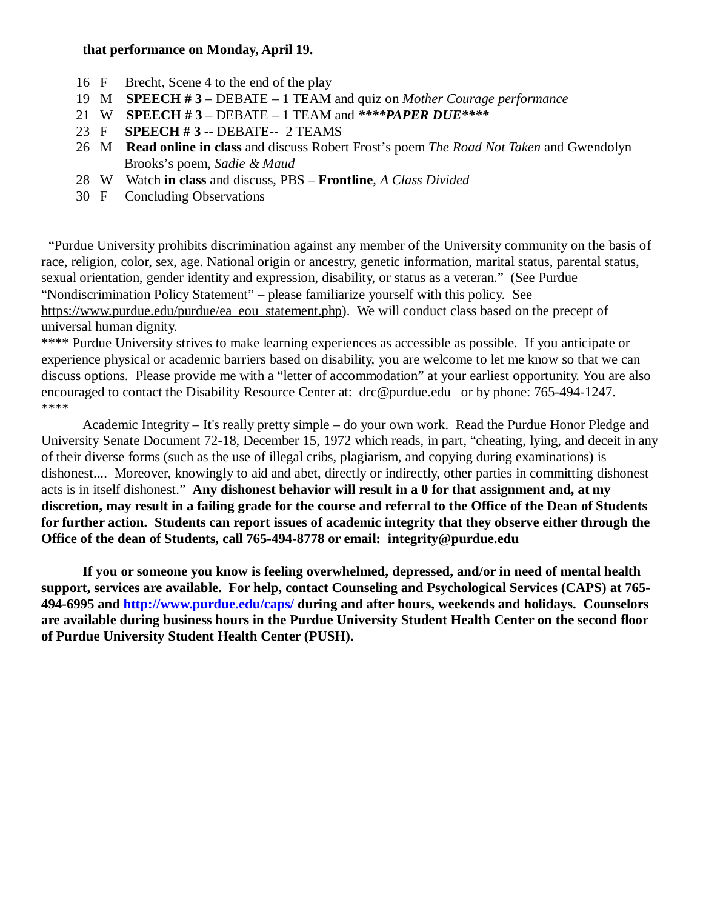**that performance on Monday, April 19.**

- 16 F Brecht, Scene 4 to the end of the play
- 19 M **SPEECH # 3** – DEBATE – 1 TEAM and quiz on *Mother Courage performance*
- 21 W **SPEECH # 3** – DEBATE – 1 TEAM and ***\*\*\*\*PAPER DUE\*\*\*\****
- 23 F **SPEECH # 3** -- DEBATE-- 2 TEAMS
- 26 M **Read online in class** and discuss Robert Frost's poem *The Road Not Taken* and Gwendolyn Brooks's poem, *Sadie & Maud*
- 28 W Watch **in class** and discuss, PBS – **Frontline**, *A Class Divided*
- 30 F Concluding Observations

"Purdue University prohibits discrimination against any member of the University community on the basis of race, religion, color, sex, age. National origin or ancestry, genetic information, marital status, parental status, sexual orientation, gender identity and expression, disability, or status as a veteran." (See Purdue "Nondiscrimination Policy Statement" – please familiarize yourself with this policy. See https://www.purdue.edu/purdue/ea_eou_statement.php). We will conduct class based on the precept of universal human dignity.

**** Purdue University strives to make learning experiences as accessible as possible. If you anticipate or experience physical or academic barriers based on disability, you are welcome to let me know so that we can discuss options. Please provide me with a "letter of accommodation" at your earliest opportunity. You are also encouraged to contact the Disability Resource Center at: drc@purdue.edu or by phone: 765-494-1247. ****

Academic Integrity – It's really pretty simple – do your own work. Read the Purdue Honor Pledge and University Senate Document 72-18, December 15, 1972 which reads, in part, "cheating, lying, and deceit in any of their diverse forms (such as the use of illegal cribs, plagiarism, and copying during examinations) is dishonest.... Moreover, knowingly to aid and abet, directly or indirectly, other parties in committing dishonest acts is in itself dishonest." **Any dishonest behavior will result in a 0 for that assignment and, at my discretion, may result in a failing grade for the course and referral to the Office of the Dean of Students for further action. Students can report issues of academic integrity that they observe either through the Office of the dean of Students, call 765-494-8778 or email: integrity@purdue.edu**

**If you or someone you know is feeling overwhelmed, depressed, and/or in need of mental health support, services are available. For help, contact Counseling and Psychological Services (CAPS) at 765-494-6995 and http://www.purdue.edu/caps/ during and after hours, weekends and holidays. Counselors are available during business hours in the Purdue University Student Health Center on the second floor of Purdue University Student Health Center (PUSH).**